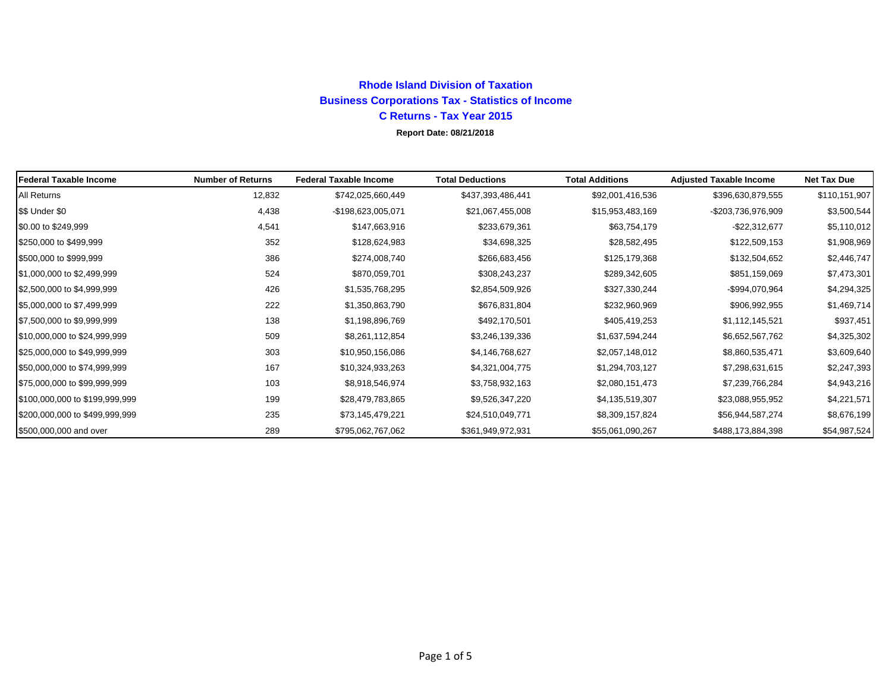# Rhode Island Division of Taxation

## Business Corporations Tax - Statistics of Income

## C Returns - Tax Year 2015

**Report Date: 08/21/2018**

| Federal Taxable Income | Number of Returns | Federal Taxable Income | Total Deductions | Total Additions | Adjusted Taxable Income | Net Tax Due |
|---|---|---|---|---|---|---|
| All Returns | 12,832 | $742,025,660,449 | $437,393,486,441 | $92,001,416,536 | $396,630,879,555 | $110,151,907 |
| $$ Under $0 | 4,438 | -$198,623,005,071 | $21,067,455,008 | $15,953,483,169 | -$203,736,976,909 | $3,500,544 |
| $0.00 to $249,999 | 4,541 | $147,663,916 | $233,679,361 | $63,754,179 | -$22,312,677 | $5,110,012 |
| $250,000 to $499,999 | 352 | $128,624,983 | $34,698,325 | $28,582,495 | $122,509,153 | $1,908,969 |
| $500,000 to $999,999 | 386 | $274,008,740 | $266,683,456 | $125,179,368 | $132,504,652 | $2,446,747 |
| $1,000,000 to $2,499,999 | 524 | $870,059,701 | $308,243,237 | $289,342,605 | $851,159,069 | $7,473,301 |
| $2,500,000 to $4,999,999 | 426 | $1,535,768,295 | $2,854,509,926 | $327,330,244 | -$994,070,964 | $4,294,325 |
| $5,000,000 to $7,499,999 | 222 | $1,350,863,790 | $676,831,804 | $232,960,969 | $906,992,955 | $1,469,714 |
| $7,500,000 to $9,999,999 | 138 | $1,198,896,769 | $492,170,501 | $405,419,253 | $1,112,145,521 | $937,451 |
| $10,000,000 to $24,999,999 | 509 | $8,261,112,854 | $3,246,139,336 | $1,637,594,244 | $6,652,567,762 | $4,325,302 |
| $25,000,000 to $49,999,999 | 303 | $10,950,156,086 | $4,146,768,627 | $2,057,148,012 | $8,860,535,471 | $3,609,640 |
| $50,000,000 to $74,999,999 | 167 | $10,324,933,263 | $4,321,004,775 | $1,294,703,127 | $7,298,631,615 | $2,247,393 |
| $75,000,000 to $99,999,999 | 103 | $8,918,546,974 | $3,758,932,163 | $2,080,151,473 | $7,239,766,284 | $4,943,216 |
| $100,000,000 to $199,999,999 | 199 | $28,479,783,865 | $9,526,347,220 | $4,135,519,307 | $23,088,955,952 | $4,221,571 |
| $200,000,000 to $499,999,999 | 235 | $73,145,479,221 | $24,510,049,771 | $8,309,157,824 | $56,944,587,274 | $8,676,199 |
| $500,000,000 and over | 289 | $795,062,767,062 | $361,949,972,931 | $55,061,090,267 | $488,173,884,398 | $54,987,524 |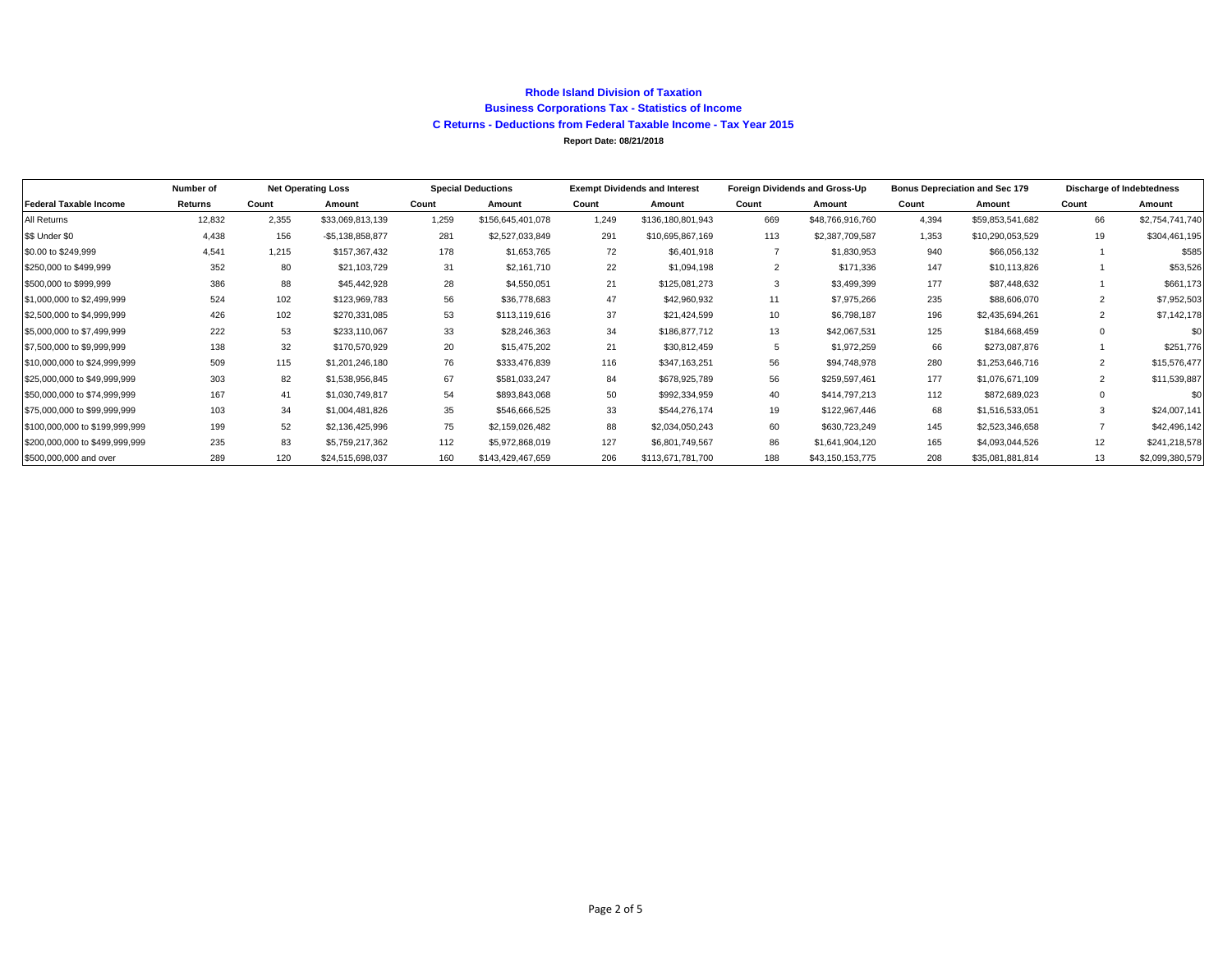**Rhode Island Division of Taxation**

**Business Corporations Tax - Statistics of Income**

**C Returns - Deductions from Federal Taxable Income - Tax Year 2015**

**Report Date: 08/21/2018**

| | Number of | Net Operating Loss | | Special Deductions | | Exempt Dividends and Interest | | Foreign Dividends and Gross-Up | | Bonus Depreciation and Sec 179 | | Discharge of Indebtedness | |
|---|---|---|---|---|---|---|---|---|---|---|---|---|---|
| **Federal Taxable Income** | **Returns** | **Count** | **Amount** | **Count** | **Amount** | **Count** | **Amount** | **Count** | **Amount** | **Count** | **Amount** | **Count** | **Amount** |
| All Returns | 12,832 | 2,355 | $33,069,813,139 | 1,259 | $156,645,401,078 | 1,249 | $136,180,801,943 | 669 | $48,766,916,760 | 4,394 | $59,853,541,682 | 66 | $2,754,741,740 |
| $$ Under $0 | 4,438 | 156 | -$5,138,858,877 | 281 | $2,527,033,849 | 291 | $10,695,867,169 | 113 | $2,387,709,587 | 1,353 | $10,290,053,529 | 19 | $304,461,195 |
| $0.00 to $249,999 | 4,541 | 1,215 | $157,367,432 | 178 | $1,653,765 | 72 | $6,401,918 | 7 | $1,830,953 | 940 | $66,056,132 | 1 | $585 |
| $250,000 to $499,999 | 352 | 80 | $21,103,729 | 31 | $2,161,710 | 22 | $1,094,198 | 2 | $171,336 | 147 | $10,113,826 | 1 | $53,526 |
| $500,000 to $999,999 | 386 | 88 | $45,442,928 | 28 | $4,550,051 | 21 | $125,081,273 | 3 | $3,499,399 | 177 | $87,448,632 | 1 | $661,173 |
| $1,000,000 to $2,499,999 | 524 | 102 | $123,969,783 | 56 | $36,778,683 | 47 | $42,960,932 | 11 | $7,975,266 | 235 | $88,606,070 | 2 | $7,952,503 |
| $2,500,000 to $4,999,999 | 426 | 102 | $270,331,085 | 53 | $113,119,616 | 37 | $21,424,599 | 10 | $6,798,187 | 196 | $2,435,694,261 | 2 | $7,142,178 |
| $5,000,000 to $7,499,999 | 222 | 53 | $233,110,067 | 33 | $28,246,363 | 34 | $186,877,712 | 13 | $42,067,531 | 125 | $184,668,459 | 0 | $0 |
| $7,500,000 to $9,999,999 | 138 | 32 | $170,570,929 | 20 | $15,475,202 | 21 | $30,812,459 | 5 | $1,972,259 | 66 | $273,087,876 | 1 | $251,776 |
| $10,000,000 to $24,999,999 | 509 | 115 | $1,201,246,180 | 76 | $333,476,839 | 116 | $347,163,251 | 56 | $94,748,978 | 280 | $1,253,646,716 | 2 | $15,576,477 |
| $25,000,000 to $49,999,999 | 303 | 82 | $1,538,956,845 | 67 | $581,033,247 | 84 | $678,925,789 | 56 | $259,597,461 | 177 | $1,076,671,109 | 2 | $11,539,887 |
| $50,000,000 to $74,999,999 | 167 | 41 | $1,030,749,817 | 54 | $893,843,068 | 50 | $992,334,959 | 40 | $414,797,213 | 112 | $872,689,023 | 0 | $0 |
| $75,000,000 to $99,999,999 | 103 | 34 | $1,004,481,826 | 35 | $546,666,525 | 33 | $544,276,174 | 19 | $122,967,446 | 68 | $1,516,533,051 | 3 | $24,007,141 |
| $100,000,000 to $199,999,999 | 199 | 52 | $2,136,425,996 | 75 | $2,159,026,482 | 88 | $2,034,050,243 | 60 | $630,723,249 | 145 | $2,523,346,658 | 7 | $42,496,142 |
| $200,000,000 to $499,999,999 | 235 | 83 | $5,759,217,362 | 112 | $5,972,868,019 | 127 | $6,801,749,567 | 86 | $1,641,904,120 | 165 | $4,093,044,526 | 12 | $241,218,578 |
| $500,000,000 and over | 289 | 120 | $24,515,698,037 | 160 | $143,429,467,659 | 206 | $113,671,781,700 | 188 | $43,150,153,775 | 208 | $35,081,881,814 | 13 | $2,099,380,579 |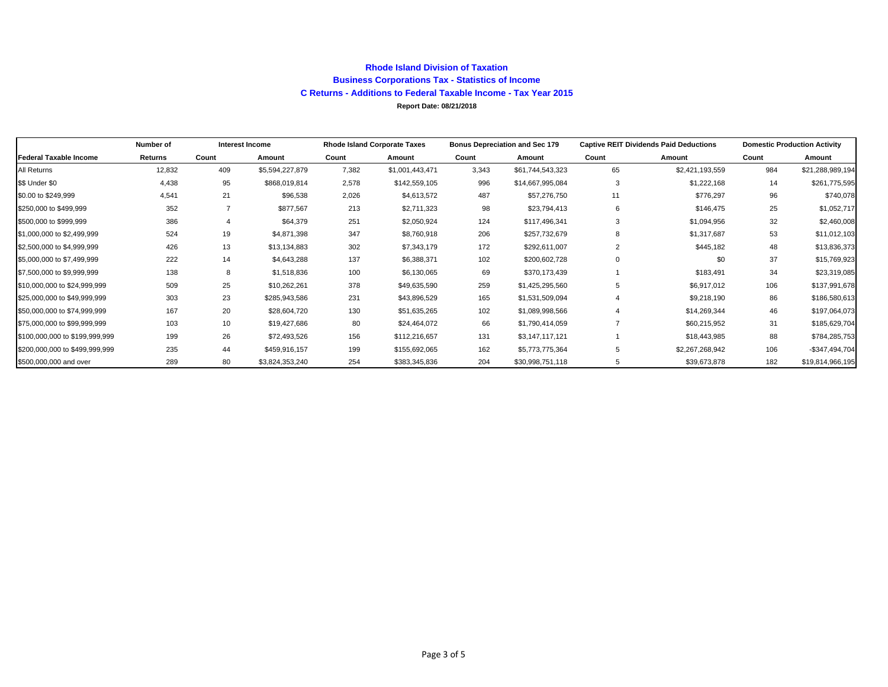**Rhode Island Division of Taxation**

**Business Corporations Tax - Statistics of Income**

**C Returns - Additions to Federal Taxable Income - Tax Year 2015**

**Report Date: 08/21/2018**

| | Number of | Interest Income | | Rhode Island Corporate Taxes | | Bonus Depreciation and Sec 179 | | Captive REIT Dividends Paid Deductions | | Domestic Production Activity | |
|---|---|---|---|---|---|---|---|---|---|---|---|
| Federal Taxable Income | Returns | Count | Amount | Count | Amount | Count | Amount | Count | Amount | Count | Amount |
| All Returns | 12,832 | 409 | $5,594,227,879 | 7,382 | $1,001,443,471 | 3,343 | $61,744,543,323 | 65 | $2,421,193,559 | 984 | $21,288,989,194 |
| $$ Under $0 | 4,438 | 95 | $868,019,814 | 2,578 | $142,559,105 | 996 | $14,667,995,084 | 3 | $1,222,168 | 14 | $261,775,595 |
| $0.00 to $249,999 | 4,541 | 21 | $96,538 | 2,026 | $4,613,572 | 487 | $57,276,750 | 11 | $776,297 | 96 | $740,078 |
| $250,000 to $499,999 | 352 | 7 | $877,567 | 213 | $2,711,323 | 98 | $23,794,413 | 6 | $146,475 | 25 | $1,052,717 |
| $500,000 to $999,999 | 386 | 4 | $64,379 | 251 | $2,050,924 | 124 | $117,496,341 | 3 | $1,094,956 | 32 | $2,460,008 |
| $1,000,000 to $2,499,999 | 524 | 19 | $4,871,398 | 347 | $8,760,918 | 206 | $257,732,679 | 8 | $1,317,687 | 53 | $11,012,103 |
| $2,500,000 to $4,999,999 | 426 | 13 | $13,134,883 | 302 | $7,343,179 | 172 | $292,611,007 | 2 | $445,182 | 48 | $13,836,373 |
| $5,000,000 to $7,499,999 | 222 | 14 | $4,643,288 | 137 | $6,388,371 | 102 | $200,602,728 | 0 | $0 | 37 | $15,769,923 |
| $7,500,000 to $9,999,999 | 138 | 8 | $1,518,836 | 100 | $6,130,065 | 69 | $370,173,439 | 1 | $183,491 | 34 | $23,319,085 |
| $10,000,000 to $24,999,999 | 509 | 25 | $10,262,261 | 378 | $49,635,590 | 259 | $1,425,295,560 | 5 | $6,917,012 | 106 | $137,991,678 |
| $25,000,000 to $49,999,999 | 303 | 23 | $285,943,586 | 231 | $43,896,529 | 165 | $1,531,509,094 | 4 | $9,218,190 | 86 | $186,580,613 |
| $50,000,000 to $74,999,999 | 167 | 20 | $28,604,720 | 130 | $51,635,265 | 102 | $1,089,998,566 | 4 | $14,269,344 | 46 | $197,064,073 |
| $75,000,000 to $99,999,999 | 103 | 10 | $19,427,686 | 80 | $24,464,072 | 66 | $1,790,414,059 | 7 | $60,215,952 | 31 | $185,629,704 |
| $100,000,000 to $199,999,999 | 199 | 26 | $72,493,526 | 156 | $112,216,657 | 131 | $3,147,117,121 | 1 | $18,443,985 | 88 | $784,285,753 |
| $200,000,000 to $499,999,999 | 235 | 44 | $459,916,157 | 199 | $155,692,065 | 162 | $5,773,775,364 | 5 | $2,267,268,942 | 106 | -$347,494,704 |
| $500,000,000 and over | 289 | 80 | $3,824,353,240 | 254 | $383,345,836 | 204 | $30,998,751,118 | 5 | $39,673,878 | 182 | $19,814,966,195 |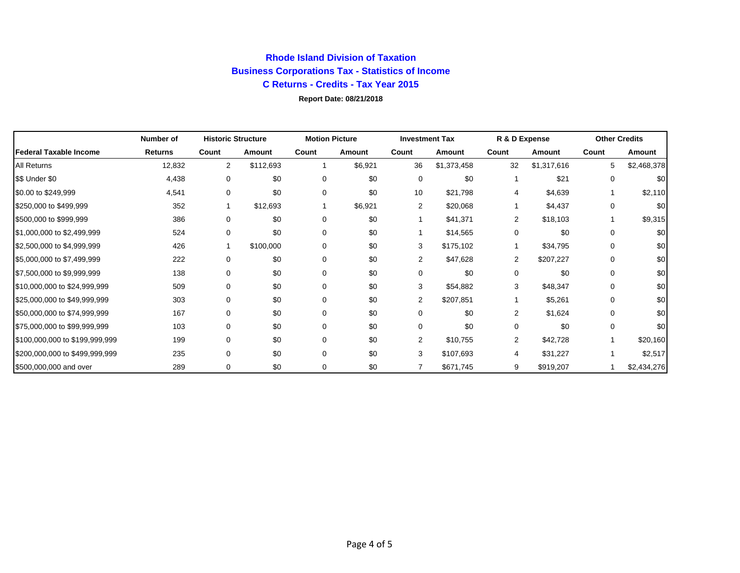# Rhode Island Division of Taxation

## Business Corporations Tax - Statistics of Income

## C Returns - Credits - Tax Year 2015

**Report Date: 08/21/2018**

| | Number of | Historic Structure | | Motion Picture | | Investment Tax | | R & D Expense | | Other Credits | |
|---|---|---|---|---|---|---|---|---|---|---|---|
| **Federal Taxable Income** | **Returns** | **Count** | **Amount** | **Count** | **Amount** | **Count** | **Amount** | **Count** | **Amount** | **Count** | **Amount** |
| All Returns | 12,832 | 2 | $112,693 | 1 | $6,921 | 36 | $1,373,458 | 32 | $1,317,616 | 5 | $2,468,378 |
| $$ Under $0 | 4,438 | 0 | $0 | 0 | $0 | 0 | $0 | 1 | $21 | 0 | $0 |
| $0.00 to $249,999 | 4,541 | 0 | $0 | 0 | $0 | 10 | $21,798 | 4 | $4,639 | 1 | $2,110 |
| $250,000 to $499,999 | 352 | 1 | $12,693 | 1 | $6,921 | 2 | $20,068 | 1 | $4,437 | 0 | $0 |
| $500,000 to $999,999 | 386 | 0 | $0 | 0 | $0 | 1 | $41,371 | 2 | $18,103 | 1 | $9,315 |
| $1,000,000 to $2,499,999 | 524 | 0 | $0 | 0 | $0 | 1 | $14,565 | 0 | $0 | 0 | $0 |
| $2,500,000 to $4,999,999 | 426 | 1 | $100,000 | 0 | $0 | 3 | $175,102 | 1 | $34,795 | 0 | $0 |
| $5,000,000 to $7,499,999 | 222 | 0 | $0 | 0 | $0 | 2 | $47,628 | 2 | $207,227 | 0 | $0 |
| $7,500,000 to $9,999,999 | 138 | 0 | $0 | 0 | $0 | 0 | $0 | 0 | $0 | 0 | $0 |
| $10,000,000 to $24,999,999 | 509 | 0 | $0 | 0 | $0 | 3 | $54,882 | 3 | $48,347 | 0 | $0 |
| $25,000,000 to $49,999,999 | 303 | 0 | $0 | 0 | $0 | 2 | $207,851 | 1 | $5,261 | 0 | $0 |
| $50,000,000 to $74,999,999 | 167 | 0 | $0 | 0 | $0 | 0 | $0 | 2 | $1,624 | 0 | $0 |
| $75,000,000 to $99,999,999 | 103 | 0 | $0 | 0 | $0 | 0 | $0 | 0 | $0 | 0 | $0 |
| $100,000,000 to $199,999,999 | 199 | 0 | $0 | 0 | $0 | 2 | $10,755 | 2 | $42,728 | 1 | $20,160 |
| $200,000,000 to $499,999,999 | 235 | 0 | $0 | 0 | $0 | 3 | $107,693 | 4 | $31,227 | 1 | $2,517 |
| $500,000,000 and over | 289 | 0 | $0 | 0 | $0 | 7 | $671,745 | 9 | $919,207 | 1 | $2,434,276 |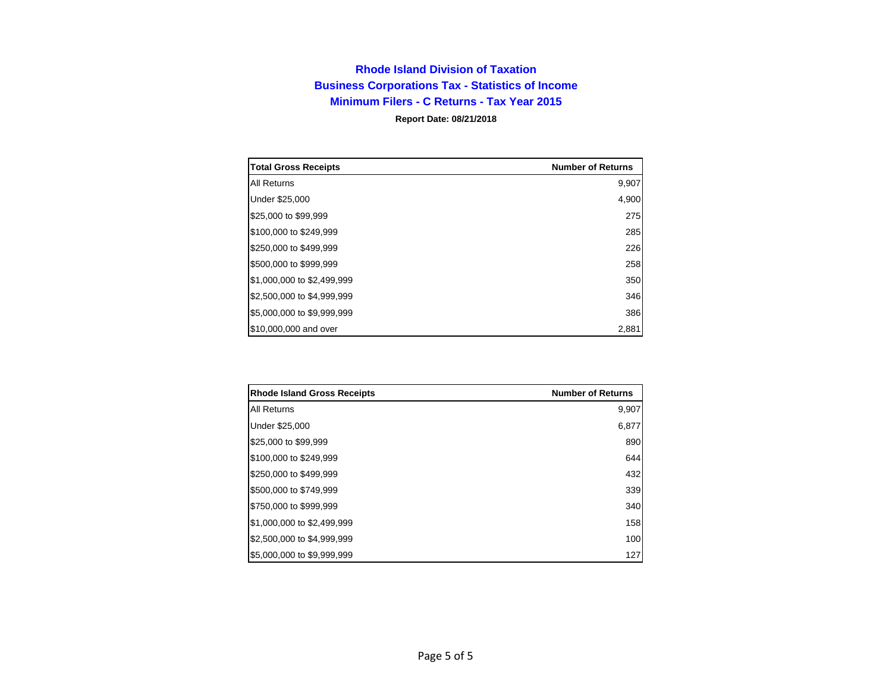# Rhode Island Division of Taxation

## Business Corporations Tax - Statistics of Income

## Minimum Filers - C Returns - Tax Year 2015

**Report Date: 08/21/2018**

| Total Gross Receipts | Number of Returns |
|---|---|
| All Returns | 9,907 |
| Under $25,000 | 4,900 |
| $25,000 to $99,999 | 275 |
| $100,000 to $249,999 | 285 |
| $250,000 to $499,999 | 226 |
| $500,000 to $999,999 | 258 |
| $1,000,000 to $2,499,999 | 350 |
| $2,500,000 to $4,999,999 | 346 |
| $5,000,000 to $9,999,999 | 386 |
| $10,000,000 and over | 2,881 |

| Rhode Island Gross Receipts | Number of Returns |
|---|---|
| All Returns | 9,907 |
| Under $25,000 | 6,877 |
| $25,000 to $99,999 | 890 |
| $100,000 to $249,999 | 644 |
| $250,000 to $499,999 | 432 |
| $500,000 to $749,999 | 339 |
| $750,000 to $999,999 | 340 |
| $1,000,000 to $2,499,999 | 158 |
| $2,500,000 to $4,999,999 | 100 |
| $5,000,000 to $9,999,999 | 127 |